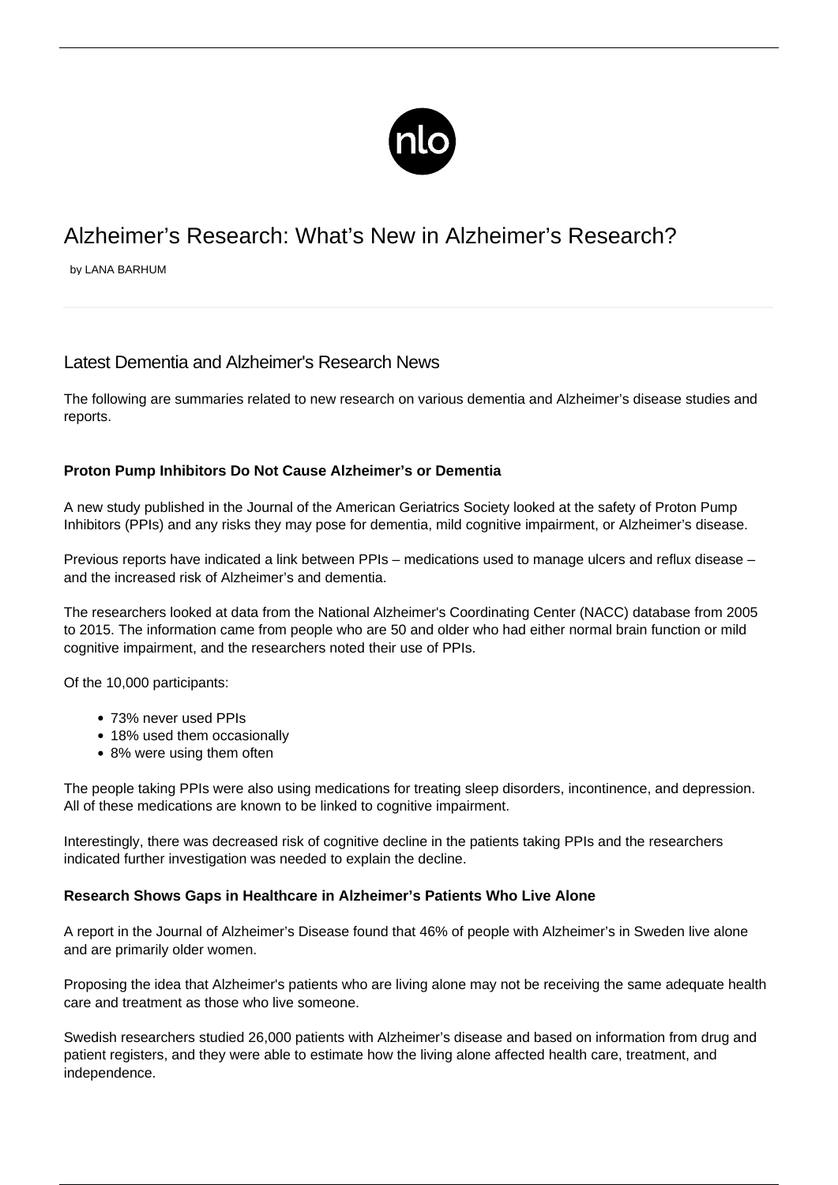# Alzheimer's Research: What's New in Alzheimer's Research?

by LANA BARHUM

## Latest Dementia and Alzheimer's Research News

The following are summaries related to new research on various dementia and Alzheimer's disease studies and reports.

**Proton Pump Inhibitors Do Not Cause Alzheimer's or Dementia**

A new study published in the Journal of the American Geriatrics Society looked at the safety of Proton Pump Inhibitors (PPIs) and any risks they may pose for dementia, mild cognitive impairment, or Alzheimer's disease.

Previous reports have indicated a link between PPIs – medications used to manage ulcers and reflux disease – and the increased risk of Alzheimer's and dementia.

The researchers looked at data from the National Alzheimer's Coordinating Center (NACC) database from 2005 to 2015. The information came from people who are 50 and older who had either normal brain function or mild cognitive impairment, and the researchers noted their use of PPIs.

Of the 10,000 participants:

- 73% never used PPIs
- 18% used them occasionally
- 8% were using them often

The people taking PPIs were also using medications for treating sleep disorders, incontinence, and depression. All of these medications are known to be linked to cognitive impairment.

Interestingly, there was decreased risk of cognitive decline in the patients taking PPIs and the researchers indicated further investigation was needed to explain the decline.

**Research Shows Gaps in Healthcare in Alzheimer's Patients Who Live Alone**

A report in the Journal of Alzheimer's Disease found that 46% of people with Alzheimer's in Sweden live alone and are primarily older women.

Proposing the idea that Alzheimer's patients who are living alone may not be receiving the same adequate health care and treatment as those who live someone.

Swedish researchers studied 26,000 patients with Alzheimer's disease and based on information from drug and patient registers, and they were able to estimate how the living alone affected health care, treatment, and independence.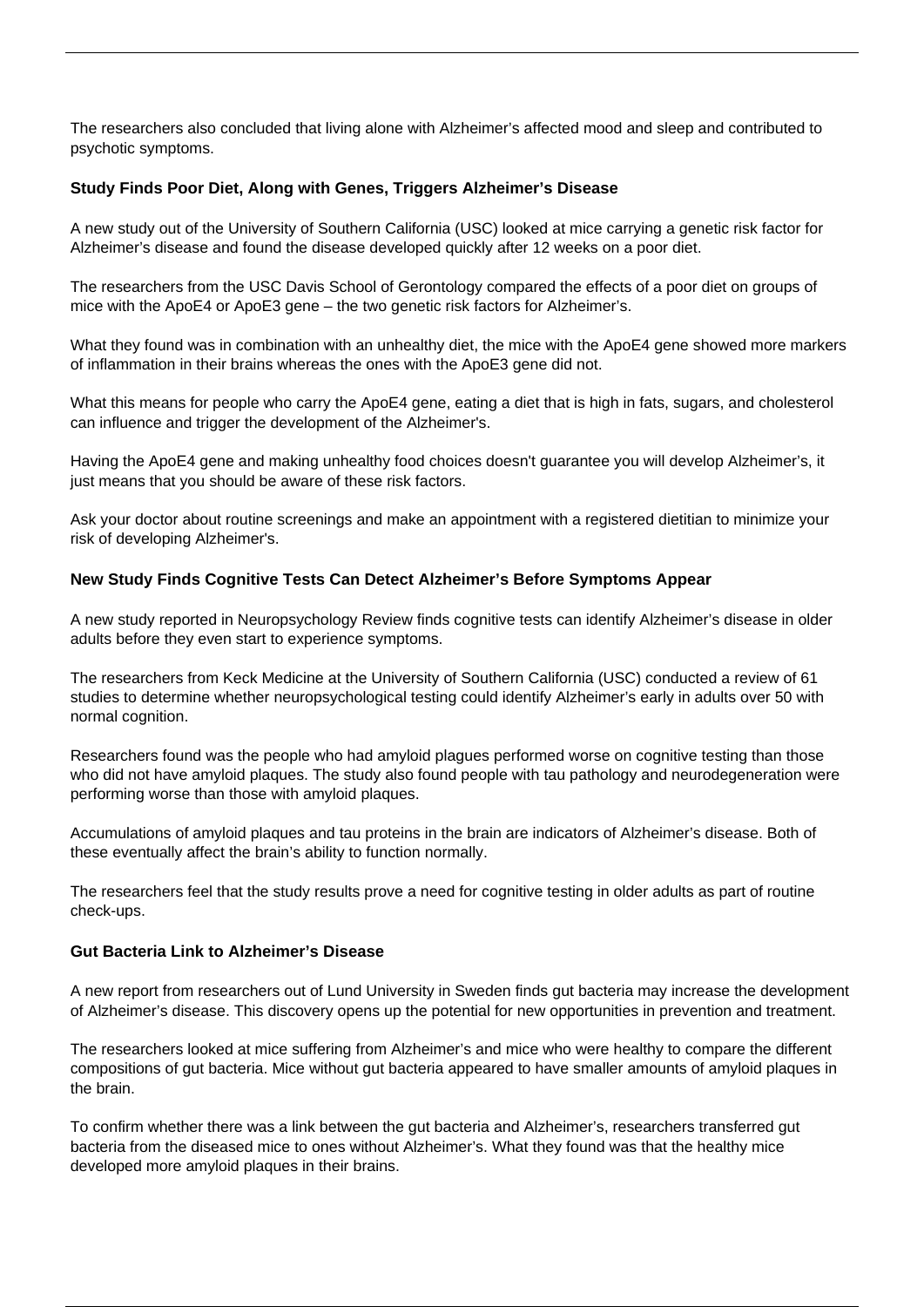The researchers also concluded that living alone with Alzheimer's affected mood and sleep and contributed to psychotic symptoms.

**Study Finds Poor Diet, Along with Genes, Triggers Alzheimer's Disease**

A new study out of the University of Southern California (USC) looked at mice carrying a genetic risk factor for Alzheimer's disease and found the disease developed quickly after 12 weeks on a poor diet.

The researchers from the USC Davis School of Gerontology compared the effects of a poor diet on groups of mice with the ApoE4 or ApoE3 gene – the two genetic risk factors for Alzheimer's.

What they found was in combination with an unhealthy diet, the mice with the ApoE4 gene showed more markers of inflammation in their brains whereas the ones with the ApoE3 gene did not.

What this means for people who carry the ApoE4 gene, eating a diet that is high in fats, sugars, and cholesterol can influence and trigger the development of the Alzheimer's.

Having the ApoE4 gene and making unhealthy food choices doesn't guarantee you will develop Alzheimer's, it just means that you should be aware of these risk factors.

Ask your doctor about routine screenings and make an appointment with a registered dietitian to minimize your risk of developing Alzheimer's.

**New Study Finds Cognitive Tests Can Detect Alzheimer's Before Symptoms Appear**

A new study reported in Neuropsychology Review finds cognitive tests can identify Alzheimer's disease in older adults before they even start to experience symptoms.

The researchers from Keck Medicine at the University of Southern California (USC) conducted a review of 61 studies to determine whether neuropsychological testing could identify Alzheimer's early in adults over 50 with normal cognition.

Researchers found was the people who had amyloid plagues performed worse on cognitive testing than those who did not have amyloid plaques. The study also found people with tau pathology and neurodegeneration were performing worse than those with amyloid plaques.

Accumulations of amyloid plaques and tau proteins in the brain are indicators of Alzheimer's disease. Both of these eventually affect the brain's ability to function normally.

The researchers feel that the study results prove a need for cognitive testing in older adults as part of routine check-ups.

**Gut Bacteria Link to Alzheimer's Disease**

A new report from researchers out of Lund University in Sweden finds gut bacteria may increase the development of Alzheimer's disease. This discovery opens up the potential for new opportunities in prevention and treatment.

The researchers looked at mice suffering from Alzheimer's and mice who were healthy to compare the different compositions of gut bacteria. Mice without gut bacteria appeared to have smaller amounts of amyloid plaques in the brain.

To confirm whether there was a link between the gut bacteria and Alzheimer's, researchers transferred gut bacteria from the diseased mice to ones without Alzheimer's. What they found was that the healthy mice developed more amyloid plaques in their brains.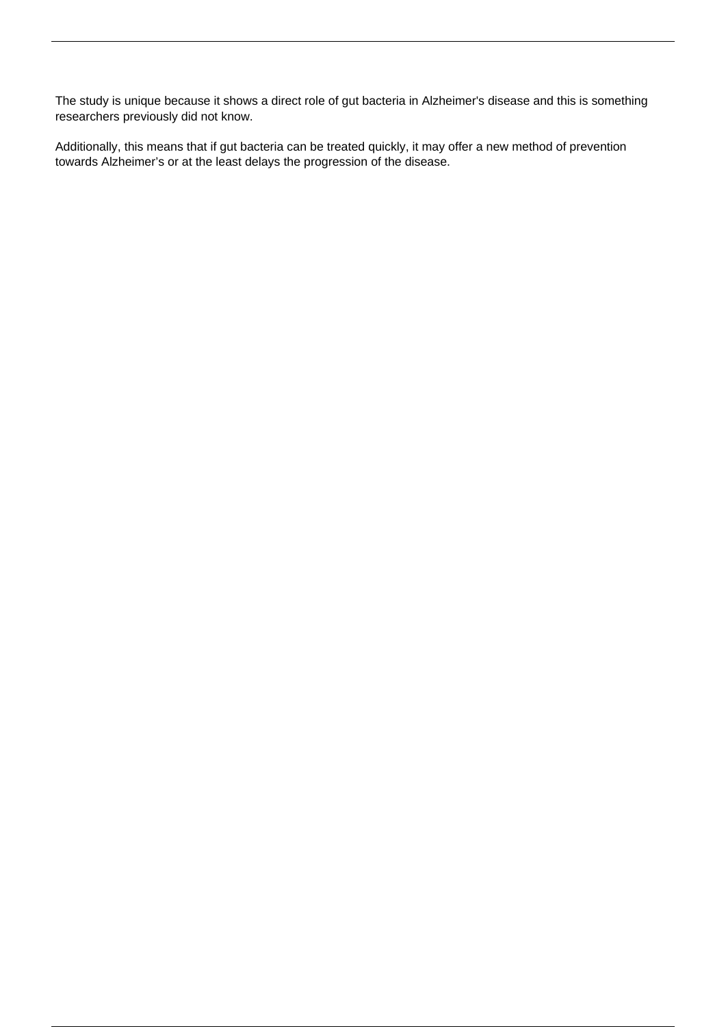The study is unique because it shows a direct role of gut bacteria in Alzheimer's disease and this is something researchers previously did not know.

Additionally, this means that if gut bacteria can be treated quickly, it may offer a new method of prevention towards Alzheimer's or at the least delays the progression of the disease.